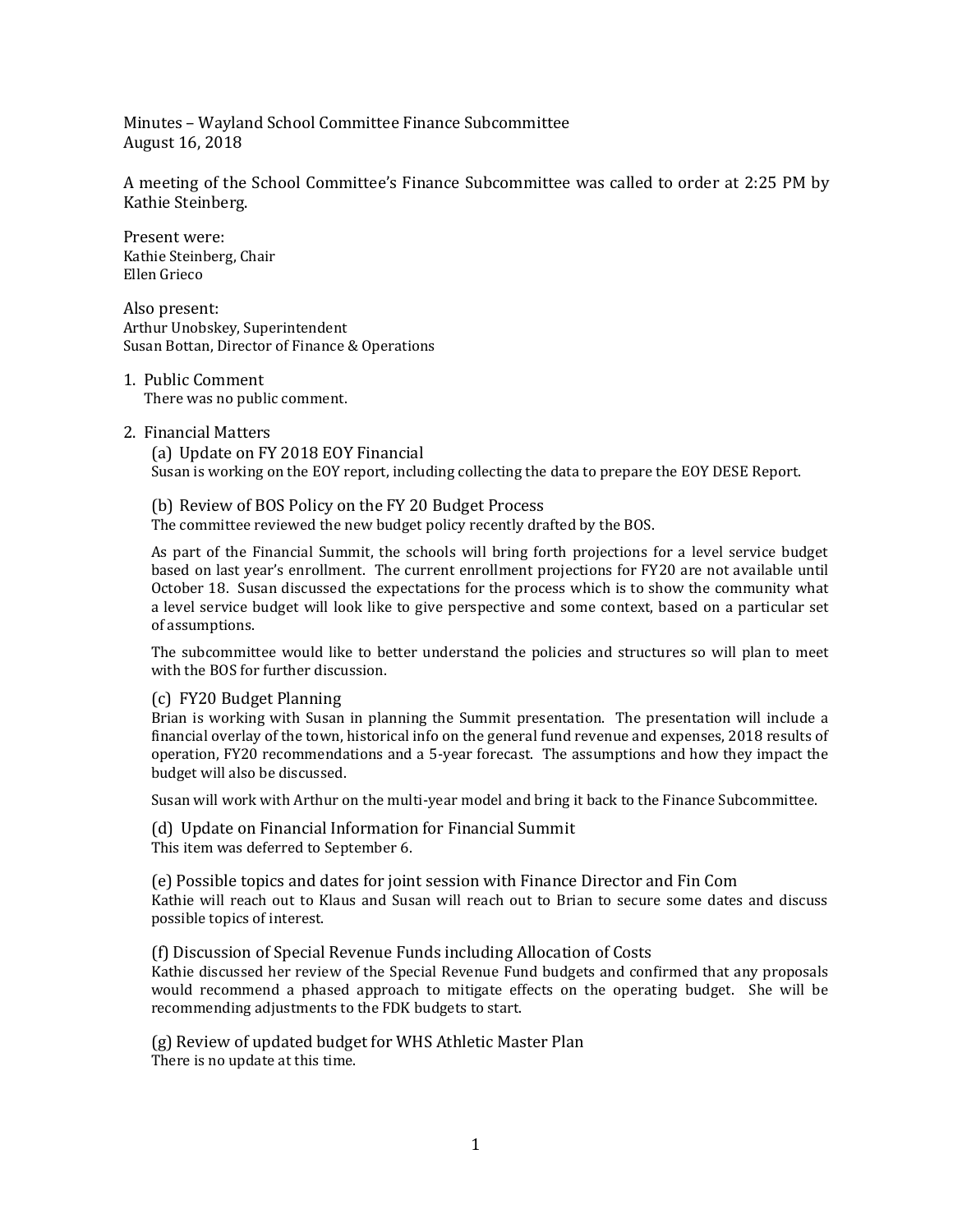Minutes – Wayland School Committee Finance Subcommittee
August 16, 2018

A meeting of the School Committee's Finance Subcommittee was called to order at 2:25 PM by Kathie Steinberg.

Present were:
Kathie Steinberg, Chair
Ellen Grieco

Also present:
Arthur Unobskey, Superintendent
Susan Bottan, Director of Finance & Operations

1. Public Comment
   There was no public comment.

2. Financial Matters

   (a) Update on FY 2018 EOY Financial
   Susan is working on the EOY report, including collecting the data to prepare the EOY DESE Report.

   (b) Review of BOS Policy on the FY 20 Budget Process
   The committee reviewed the new budget policy recently drafted by the BOS.

   As part of the Financial Summit, the schools will bring forth projections for a level service budget based on last year's enrollment. The current enrollment projections for FY20 are not available until October 18. Susan discussed the expectations for the process which is to show the community what a level service budget will look like to give perspective and some context, based on a particular set of assumptions.

   The subcommittee would like to better understand the policies and structures so will plan to meet with the BOS for further discussion.

   (c) FY20 Budget Planning
   Brian is working with Susan in planning the Summit presentation. The presentation will include a financial overlay of the town, historical info on the general fund revenue and expenses, 2018 results of operation, FY20 recommendations and a 5-year forecast. The assumptions and how they impact the budget will also be discussed.

   Susan will work with Arthur on the multi-year model and bring it back to the Finance Subcommittee.

   (d) Update on Financial Information for Financial Summit
   This item was deferred to September 6.

   (e) Possible topics and dates for joint session with Finance Director and Fin Com
   Kathie will reach out to Klaus and Susan will reach out to Brian to secure some dates and discuss possible topics of interest.

   (f) Discussion of Special Revenue Funds including Allocation of Costs
   Kathie discussed her review of the Special Revenue Fund budgets and confirmed that any proposals would recommend a phased approach to mitigate effects on the operating budget. She will be recommending adjustments to the FDK budgets to start.

   (g) Review of updated budget for WHS Athletic Master Plan
   There is no update at this time.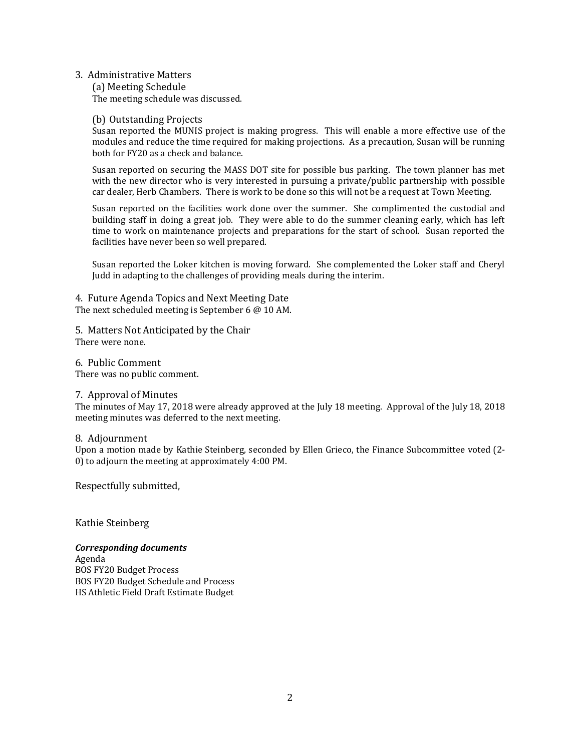## 3. Administrative Matters

### (a) Meeting Schedule

The meeting schedule was discussed.

### (b) Outstanding Projects

Susan reported the MUNIS project is making progress. This will enable a more effective use of the modules and reduce the time required for making projections. As a precaution, Susan will be running both for FY20 as a check and balance.

Susan reported on securing the MASS DOT site for possible bus parking. The town planner has met with the new director who is very interested in pursuing a private/public partnership with possible car dealer, Herb Chambers. There is work to be done so this will not be a request at Town Meeting.

Susan reported on the facilities work done over the summer. She complimented the custodial and building staff in doing a great job. They were able to do the summer cleaning early, which has left time to work on maintenance projects and preparations for the start of school. Susan reported the facilities have never been so well prepared.

Susan reported the Loker kitchen is moving forward. She complemented the Loker staff and Cheryl Judd in adapting to the challenges of providing meals during the interim.

## 4. Future Agenda Topics and Next Meeting Date

The next scheduled meeting is September 6 @ 10 AM.

## 5. Matters Not Anticipated by the Chair

There were none.

## 6. Public Comment

There was no public comment.

## 7. Approval of Minutes

The minutes of May 17, 2018 were already approved at the July 18 meeting. Approval of the July 18, 2018 meeting minutes was deferred to the next meeting.

## 8. Adjournment

Upon a motion made by Kathie Steinberg, seconded by Ellen Grieco, the Finance Subcommittee voted (2-0) to adjourn the meeting at approximately 4:00 PM.

Respectfully submitted,

Kathie Steinberg

***Corresponding documents***

Agenda
BOS FY20 Budget Process
BOS FY20 Budget Schedule and Process
HS Athletic Field Draft Estimate Budget